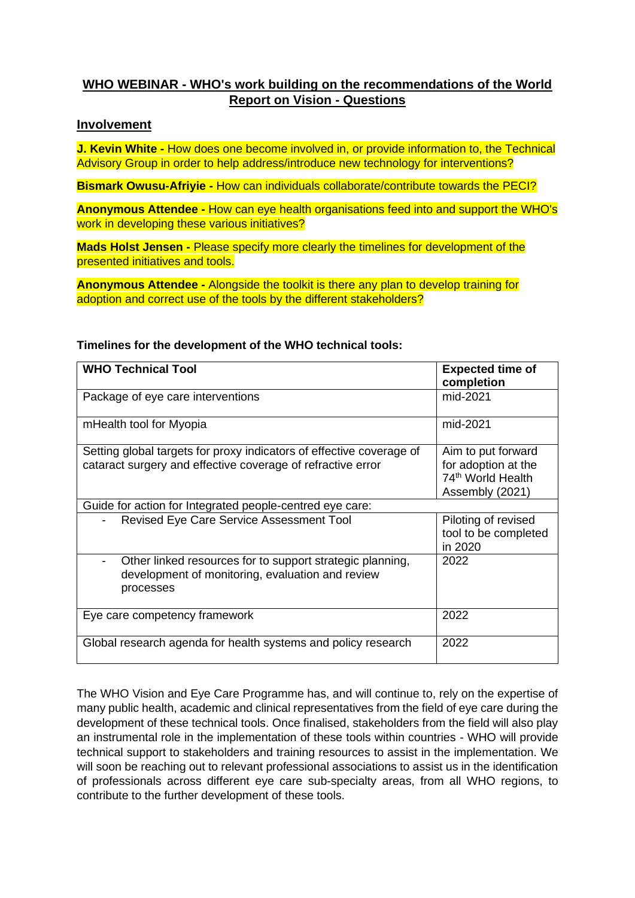# WHO WEBINAR - WHO's work building on the recommendations of the World Report on Vision - Questions

## Involvement

**J. Kevin White -** How does one become involved in, or provide information to, the Technical Advisory Group in order to help address/introduce new technology for interventions?

**Bismark Owusu-Afriyie -** How can individuals collaborate/contribute towards the PECI?

**Anonymous Attendee -** How can eye health organisations feed into and support the WHO's work in developing these various initiatives?

**Mads Holst Jensen -** Please specify more clearly the timelines for development of the presented initiatives and tools.

**Anonymous Attendee -** Alongside the toolkit is there any plan to develop training for adoption and correct use of the tools by the different stakeholders?

**Timelines for the development of the WHO technical tools:**

| WHO Technical Tool | Expected time of completion |
|---|---|
| Package of eye care interventions | mid-2021 |
| mHealth tool for Myopia | mid-2021 |
| Setting global targets for proxy indicators of effective coverage of cataract surgery and effective coverage of refractive error | Aim to put forward for adoption at the 74th World Health Assembly (2021) |
| Guide for action for Integrated people-centred eye care: | |
| - Revised Eye Care Service Assessment Tool | Piloting of revised tool to be completed in 2020 |
| - Other linked resources for to support strategic planning, development of monitoring, evaluation and review processes | 2022 |
| Eye care competency framework | 2022 |
| Global research agenda for health systems and policy research | 2022 |

The WHO Vision and Eye Care Programme has, and will continue to, rely on the expertise of many public health, academic and clinical representatives from the field of eye care during the development of these technical tools. Once finalised, stakeholders from the field will also play an instrumental role in the implementation of these tools within countries - WHO will provide technical support to stakeholders and training resources to assist in the implementation. We will soon be reaching out to relevant professional associations to assist us in the identification of professionals across different eye care sub-specialty areas, from all WHO regions, to contribute to the further development of these tools.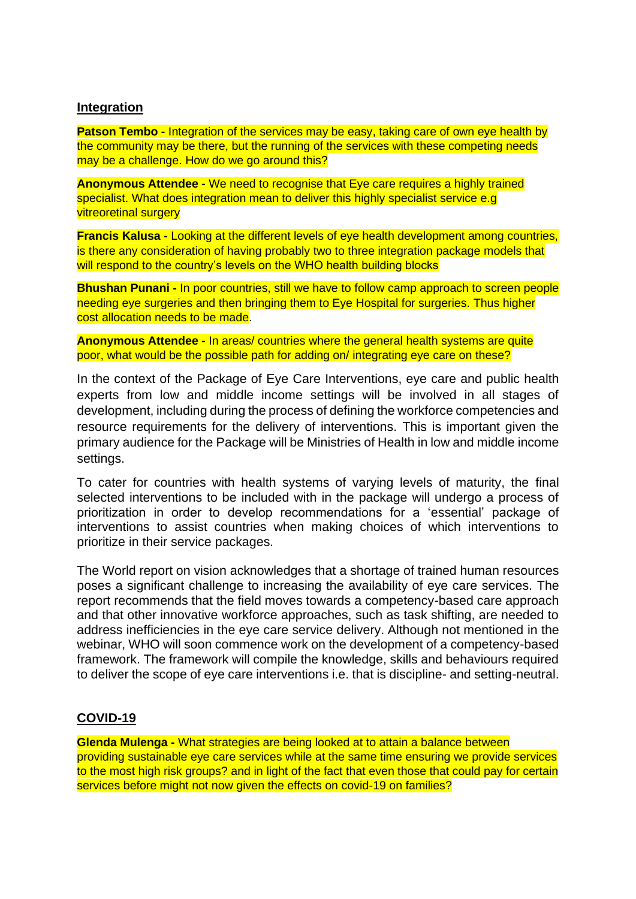## Integration

**Patson Tembo -** Integration of the services may be easy, taking care of own eye health by the community may be there, but the running of the services with these competing needs may be a challenge. How do we go around this?

**Anonymous Attendee -** We need to recognise that Eye care requires a highly trained specialist. What does integration mean to deliver this highly specialist service e.g vitreoretinal surgery

**Francis Kalusa -** Looking at the different levels of eye health development among countries, is there any consideration of having probably two to three integration package models that will respond to the country's levels on the WHO health building blocks

**Bhushan Punani -** In poor countries, still we have to follow camp approach to screen people needing eye surgeries and then bringing them to Eye Hospital for surgeries. Thus higher cost allocation needs to be made.

**Anonymous Attendee -** In areas/ countries where the general health systems are quite poor, what would be the possible path for adding on/ integrating eye care on these?

In the context of the Package of Eye Care Interventions, eye care and public health experts from low and middle income settings will be involved in all stages of development, including during the process of defining the workforce competencies and resource requirements for the delivery of interventions. This is important given the primary audience for the Package will be Ministries of Health in low and middle income settings.

To cater for countries with health systems of varying levels of maturity, the final selected interventions to be included with in the package will undergo a process of prioritization in order to develop recommendations for a 'essential' package of interventions to assist countries when making choices of which interventions to prioritize in their service packages.

The World report on vision acknowledges that a shortage of trained human resources poses a significant challenge to increasing the availability of eye care services. The report recommends that the field moves towards a competency-based care approach and that other innovative workforce approaches, such as task shifting, are needed to address inefficiencies in the eye care service delivery. Although not mentioned in the webinar, WHO will soon commence work on the development of a competency-based framework. The framework will compile the knowledge, skills and behaviours required to deliver the scope of eye care interventions i.e. that is discipline- and setting-neutral.

## COVID-19

**Glenda Mulenga -** What strategies are being looked at to attain a balance between providing sustainable eye care services while at the same time ensuring we provide services to the most high risk groups? and in light of the fact that even those that could pay for certain services before might not now given the effects on covid-19 on families?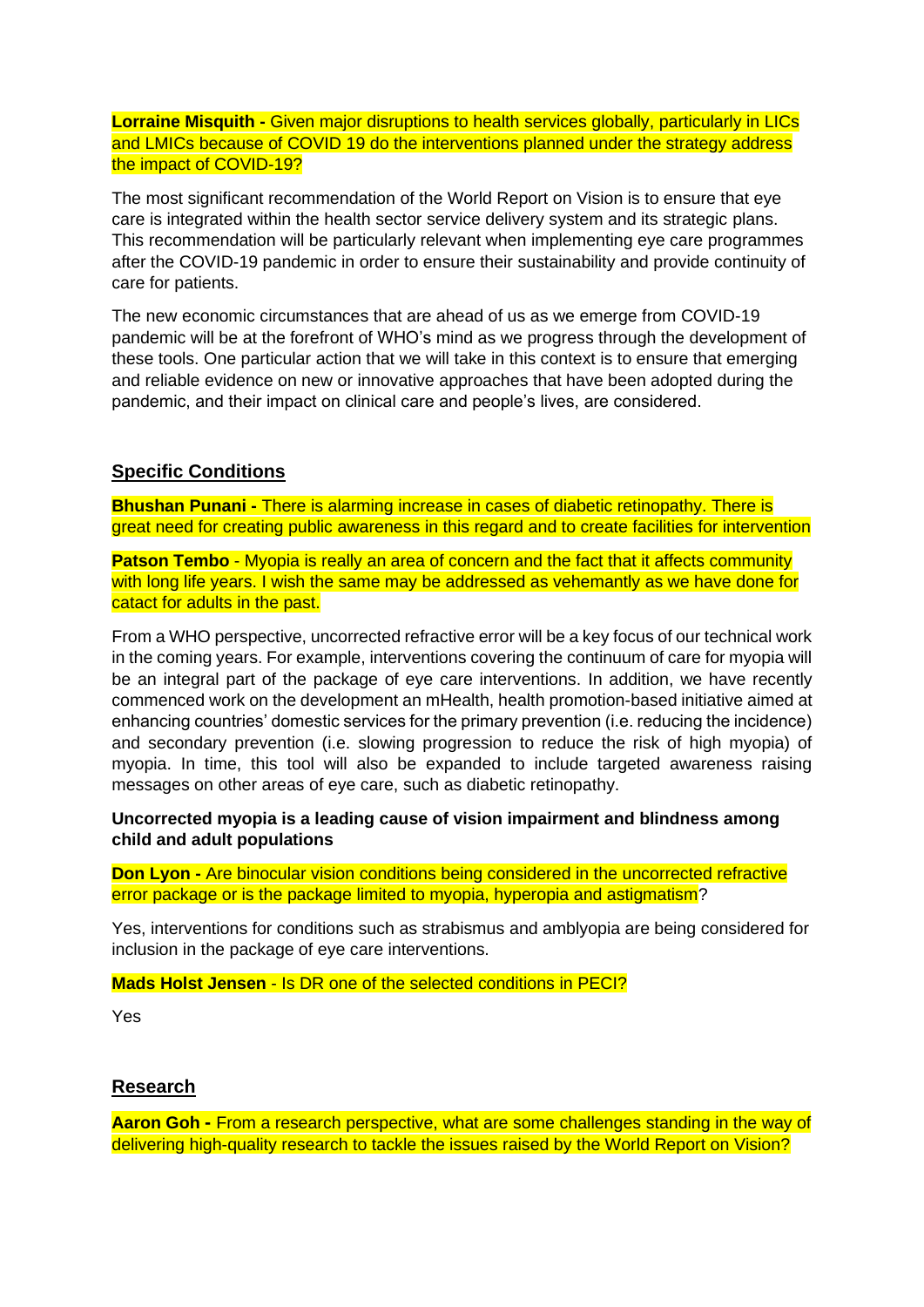**Lorraine Misquith -** Given major disruptions to health services globally, particularly in LICs and LMICs because of COVID 19 do the interventions planned under the strategy address the impact of COVID-19?

The most significant recommendation of the World Report on Vision is to ensure that eye care is integrated within the health sector service delivery system and its strategic plans. This recommendation will be particularly relevant when implementing eye care programmes after the COVID-19 pandemic in order to ensure their sustainability and provide continuity of care for patients.

The new economic circumstances that are ahead of us as we emerge from COVID-19 pandemic will be at the forefront of WHO's mind as we progress through the development of these tools. One particular action that we will take in this context is to ensure that emerging and reliable evidence on new or innovative approaches that have been adopted during the pandemic, and their impact on clinical care and people's lives, are considered.

## Specific Conditions

**Bhushan Punani -** There is alarming increase in cases of diabetic retinopathy. There is great need for creating public awareness in this regard and to create facilities for intervention

**Patson Tembo** - Myopia is really an area of concern and the fact that it affects community with long life years. I wish the same may be addressed as vehemently as we have done for catact for adults in the past.

From a WHO perspective, uncorrected refractive error will be a key focus of our technical work in the coming years. For example, interventions covering the continuum of care for myopia will be an integral part of the package of eye care interventions. In addition, we have recently commenced work on the development an mHealth, health promotion-based initiative aimed at enhancing countries' domestic services for the primary prevention (i.e. reducing the incidence) and secondary prevention (i.e. slowing progression to reduce the risk of high myopia) of myopia. In time, this tool will also be expanded to include targeted awareness raising messages on other areas of eye care, such as diabetic retinopathy.

**Uncorrected myopia is a leading cause of vision impairment and blindness among child and adult populations**

**Don Lyon -** Are binocular vision conditions being considered in the uncorrected refractive error package or is the package limited to myopia, hyperopia and astigmatism?

Yes, interventions for conditions such as strabismus and amblyopia are being considered for inclusion in the package of eye care interventions.

**Mads Holst Jensen** - Is DR one of the selected conditions in PECI?

Yes

## Research

**Aaron Goh -** From a research perspective, what are some challenges standing in the way of delivering high-quality research to tackle the issues raised by the World Report on Vision?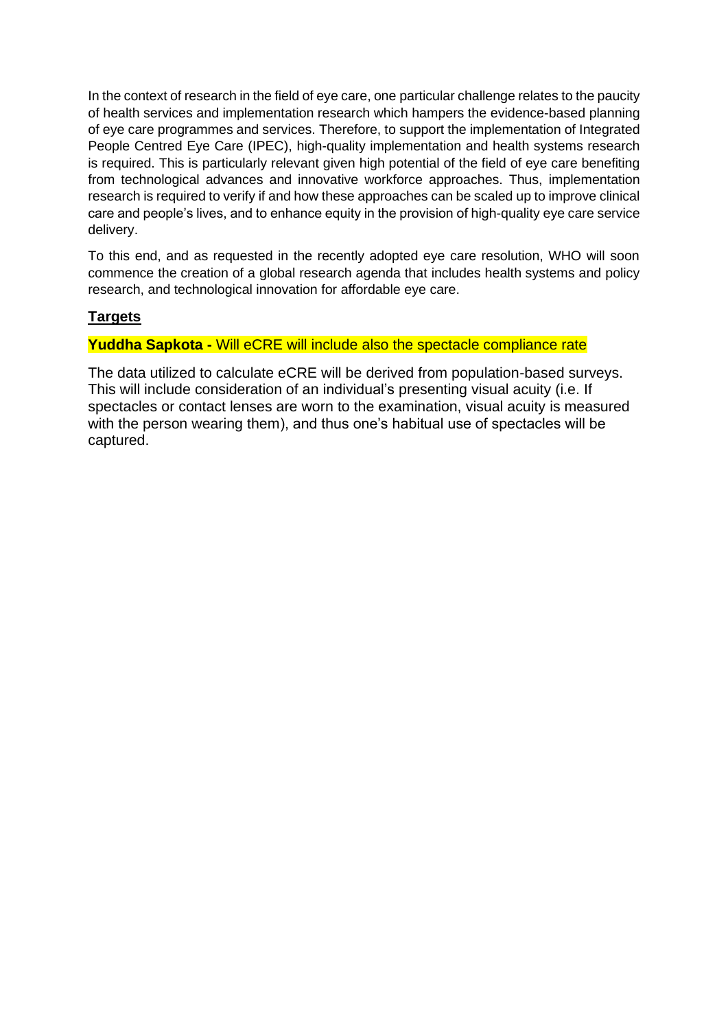In the context of research in the field of eye care, one particular challenge relates to the paucity of health services and implementation research which hampers the evidence-based planning of eye care programmes and services. Therefore, to support the implementation of Integrated People Centred Eye Care (IPEC), high-quality implementation and health systems research is required. This is particularly relevant given high potential of the field of eye care benefiting from technological advances and innovative workforce approaches. Thus, implementation research is required to verify if and how these approaches can be scaled up to improve clinical care and people's lives, and to enhance equity in the provision of high-quality eye care service delivery.

To this end, and as requested in the recently adopted eye care resolution, WHO will soon commence the creation of a global research agenda that includes health systems and policy research, and technological innovation for affordable eye care.

## Targets

**Yuddha Sapkota -** Will eCRE will include also the spectacle compliance rate

The data utilized to calculate eCRE will be derived from population-based surveys. This will include consideration of an individual's presenting visual acuity (i.e. If spectacles or contact lenses are worn to the examination, visual acuity is measured with the person wearing them), and thus one's habitual use of spectacles will be captured.